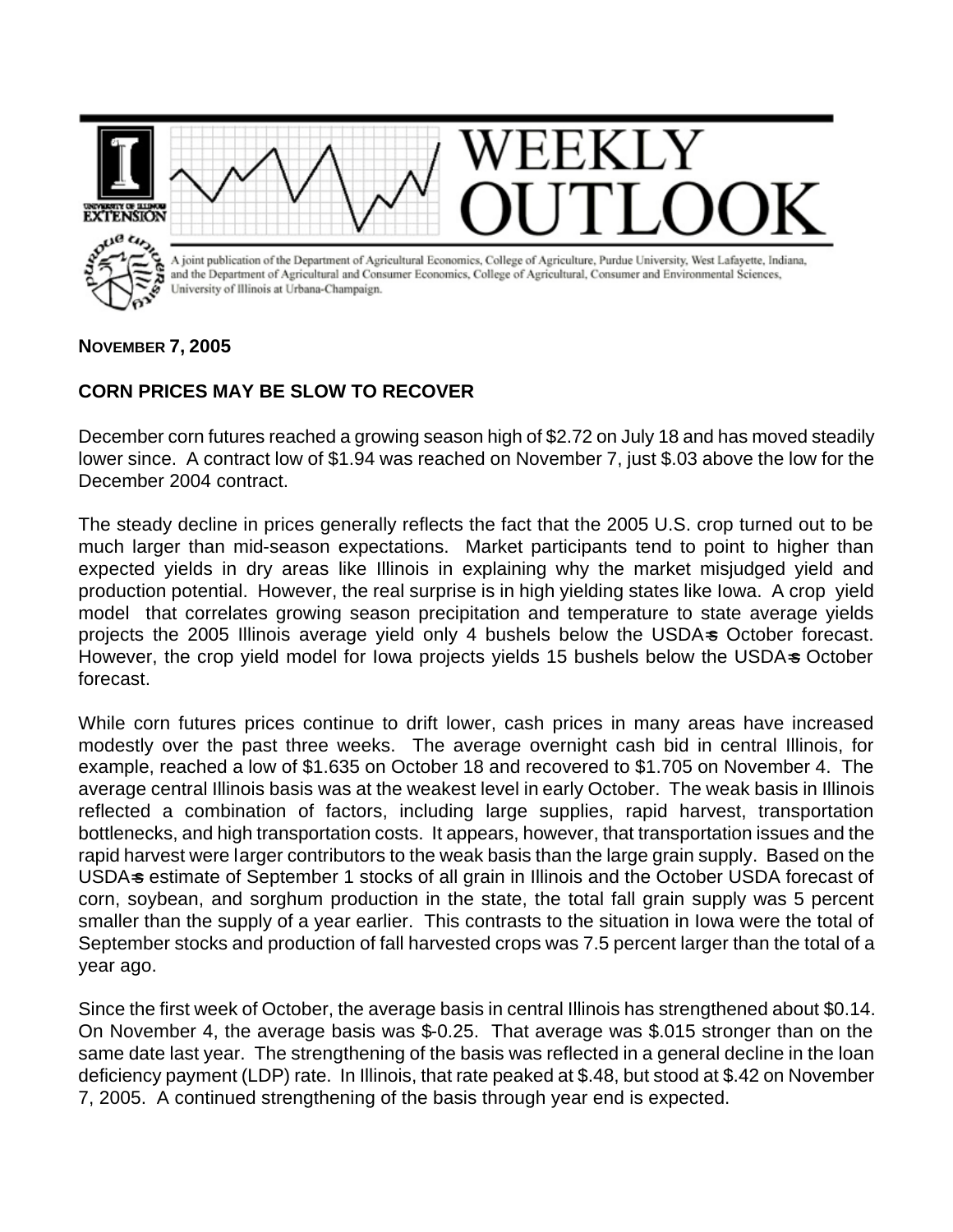# WEEKLY OUTLOOK

A joint publication of the Department of Agricultural Economics, College of Agriculture, Purdue University, West Lafayette, Indiana, and the Department of Agricultural and Consumer Economics, College of Agricultural, Consumer and Environmental Sciences, University of Illinois at Urbana-Champaign.

**NOVEMBER 7, 2005**

## CORN PRICES MAY BE SLOW TO RECOVER

December corn futures reached a growing season high of $2.72 on July 18 and has moved steadily lower since. A contract low of $1.94 was reached on November 7, just $.03 above the low for the December 2004 contract.

The steady decline in prices generally reflects the fact that the 2005 U.S. crop turned out to be much larger than mid-season expectations. Market participants tend to point to higher than expected yields in dry areas like Illinois in explaining why the market misjudged yield and production potential. However, the real surprise is in high yielding states like Iowa. A crop yield model that correlates growing season precipitation and temperature to state average yields projects the 2005 Illinois average yield only 4 bushels below the USDA=s October forecast. However, the crop yield model for Iowa projects yields 15 bushels below the USDA=s October forecast.

While corn futures prices continue to drift lower, cash prices in many areas have increased modestly over the past three weeks. The average overnight cash bid in central Illinois, for example, reached a low of $1.635 on October 18 and recovered to $1.705 on November 4. The average central Illinois basis was at the weakest level in early October. The weak basis in Illinois reflected a combination of factors, including large supplies, rapid harvest, transportation bottlenecks, and high transportation costs. It appears, however, that transportation issues and the rapid harvest were larger contributors to the weak basis than the large grain supply. Based on the USDA=s estimate of September 1 stocks of all grain in Illinois and the October USDA forecast of corn, soybean, and sorghum production in the state, the total fall grain supply was 5 percent smaller than the supply of a year earlier. This contrasts to the situation in Iowa were the total of September stocks and production of fall harvested crops was 7.5 percent larger than the total of a year ago.

Since the first week of October, the average basis in central Illinois has strengthened about $0.14. On November 4, the average basis was $-0.25. That average was $.015 stronger than on the same date last year. The strengthening of the basis was reflected in a general decline in the loan deficiency payment (LDP) rate. In Illinois, that rate peaked at $.48, but stood at $.42 on November 7, 2005. A continued strengthening of the basis through year end is expected.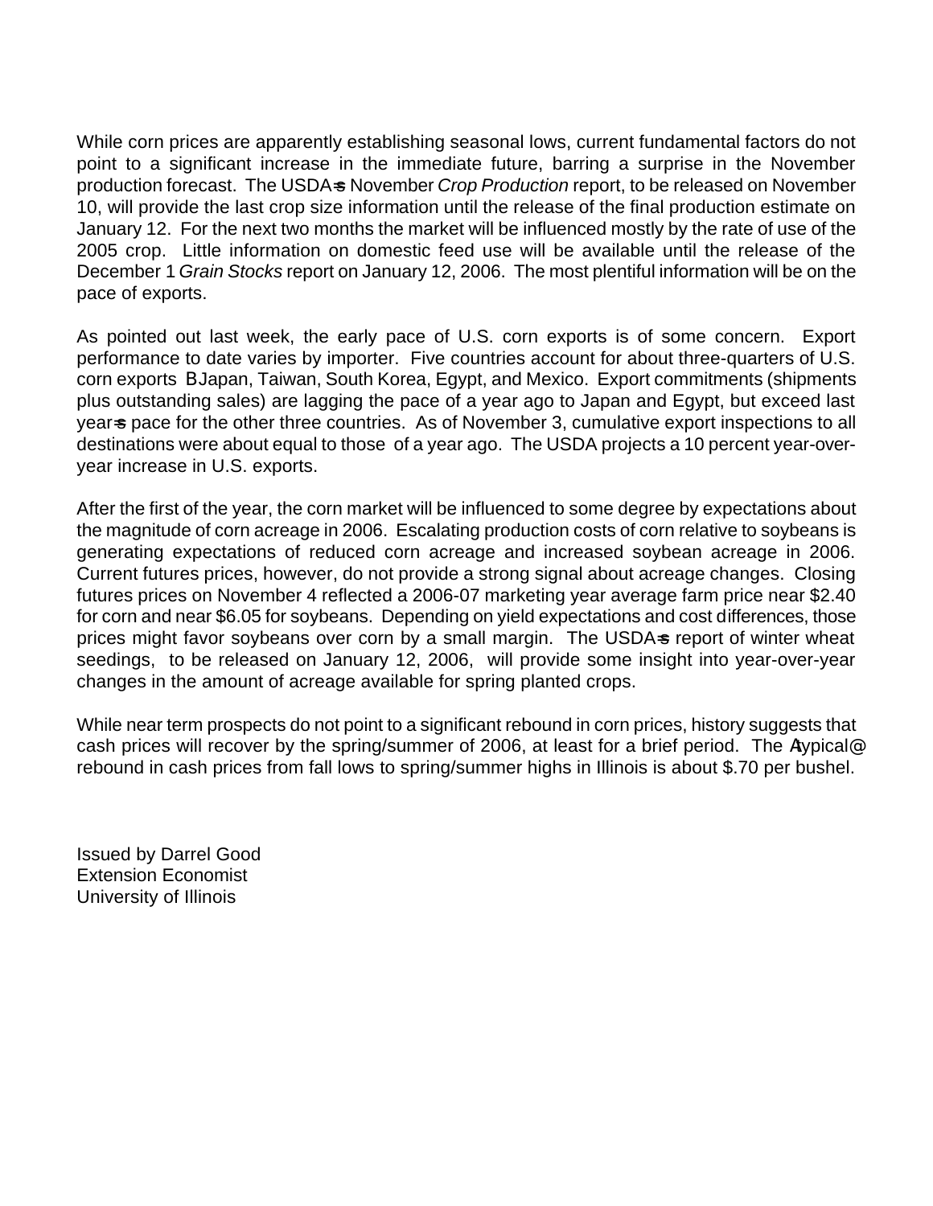While corn prices are apparently establishing seasonal lows, current fundamental factors do not point to a significant increase in the immediate future, barring a surprise in the November production forecast. The USDA=s November *Crop Production* report, to be released on November 10, will provide the last crop size information until the release of the final production estimate on January 12. For the next two months the market will be influenced mostly by the rate of use of the 2005 crop. Little information on domestic feed use will be available until the release of the December 1 *Grain Stocks* report on January 12, 2006. The most plentiful information will be on the pace of exports.

As pointed out last week, the early pace of U.S. corn exports is of some concern. Export performance to date varies by importer. Five countries account for about three-quarters of U.S. corn exports BJapan, Taiwan, South Korea, Egypt, and Mexico. Export commitments (shipments plus outstanding sales) are lagging the pace of a year ago to Japan and Egypt, but exceed last year=s pace for the other three countries. As of November 3, cumulative export inspections to all destinations were about equal to those of a year ago. The USDA projects a 10 percent year-over-year increase in U.S. exports.

After the first of the year, the corn market will be influenced to some degree by expectations about the magnitude of corn acreage in 2006. Escalating production costs of corn relative to soybeans is generating expectations of reduced corn acreage and increased soybean acreage in 2006. Current futures prices, however, do not provide a strong signal about acreage changes. Closing futures prices on November 4 reflected a 2006-07 marketing year average farm price near $2.40 for corn and near $6.05 for soybeans. Depending on yield expectations and cost differences, those prices might favor soybeans over corn by a small margin. The USDA=s report of winter wheat seedings, to be released on January 12, 2006, will provide some insight into year-over-year changes in the amount of acreage available for spring planted crops.

While near term prospects do not point to a significant rebound in corn prices, history suggests that cash prices will recover by the spring/summer of 2006, at least for a brief period. The Atypical@ rebound in cash prices from fall lows to spring/summer highs in Illinois is about $.70 per bushel.

Issued by Darrel Good  
Extension Economist  
University of Illinois